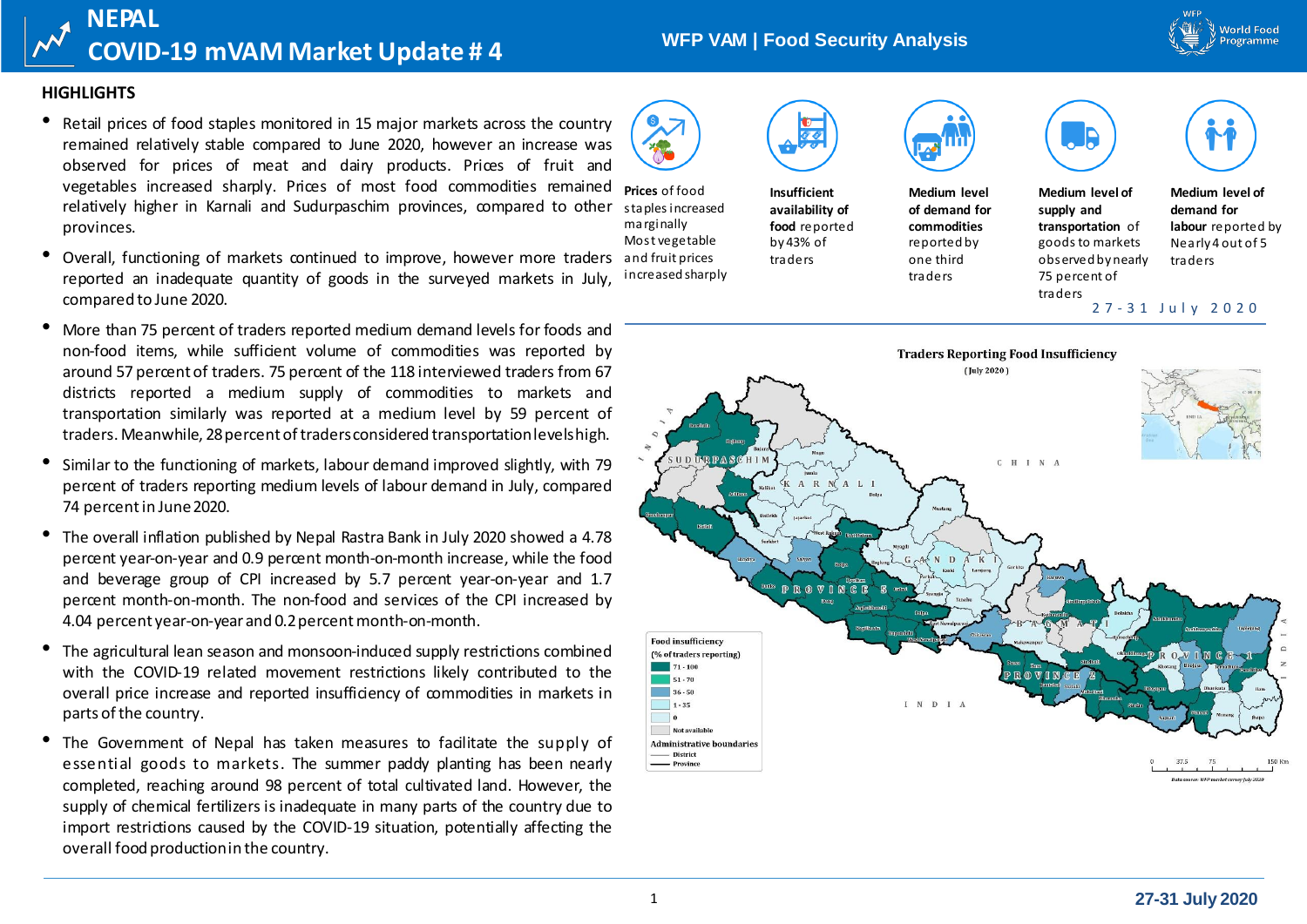# NEPAL

# COVID-19 mVAM Market Update # 4

WFP VAM | Food Security Analysis

## HIGHLIGHTS

- Retail prices of food staples monitored in 15 major markets across the country remained relatively stable compared to June 2020, however an increase was observed for prices of meat and dairy products. Prices of fruit and vegetables increased sharply. Prices of most food commodities remained relatively higher in Karnali and Sudurpaschim provinces, compared to other provinces.
- Overall, functioning of markets continued to improve, however more traders reported an inadequate quantity of goods in the surveyed markets in July, compared to June 2020.
- More than 75 percent of traders reported medium demand levels for foods and non-food items, while sufficient volume of commodities was reported by around 57 percent of traders. 75 percent of the 118 interviewed traders from 67 districts reported a medium supply of commodities to markets and transportation similarly was reported at a medium level by 59 percent of traders. Meanwhile, 28 percent of traders considered transportation levels high.
- Similar to the functioning of markets, labour demand improved slightly, with 79 percent of traders reporting medium levels of labour demand in July, compared 74 percent in June 2020.
- The overall inflation published by Nepal Rastra Bank in July 2020 showed a 4.78 percent year-on-year and 0.9 percent month-on-month increase, while the food and beverage group of CPI increased by 5.7 percent year-on-year and 1.7 percent month-on-month. The non-food and services of the CPI increased by 4.04 percent year-on-year and 0.2 percent month-on-month.
- The agricultural lean season and monsoon-induced supply restrictions combined with the COVID-19 related movement restrictions likely contributed to the overall price increase and reported insufficiency of commodities in markets in parts of the country.
- The Government of Nepal has taken measures to facilitate the supply of essential goods to markets. The summer paddy planting has been nearly completed, reaching around 98 percent of total cultivated land. However, the supply of chemical fertilizers is inadequate in many parts of the country due to import restrictions caused by the COVID-19 situation, potentially affecting the overall food production in the country.

**Prices** of food staples increased marginally. Most vegetable and fruit prices increased sharply

**Insufficient availability of food** reported by 43% of traders

**Medium level of demand for commodities** reported by one third traders

**Medium level of supply and transportation** of goods to markets observed by nearly 75 percent of traders

**Medium level of demand for labour** reported by Nearly 4 out of 5 traders

27-31 July 2020

**Traders Reporting Food Insufficiency**
(July 2020)

Food insufficiency (% of traders reporting): 71 - 100; 51 - 70; 36 - 50; 1 - 35; 0; Not available

Administrative boundaries: District; Province

Data source: WFP market survey July 2020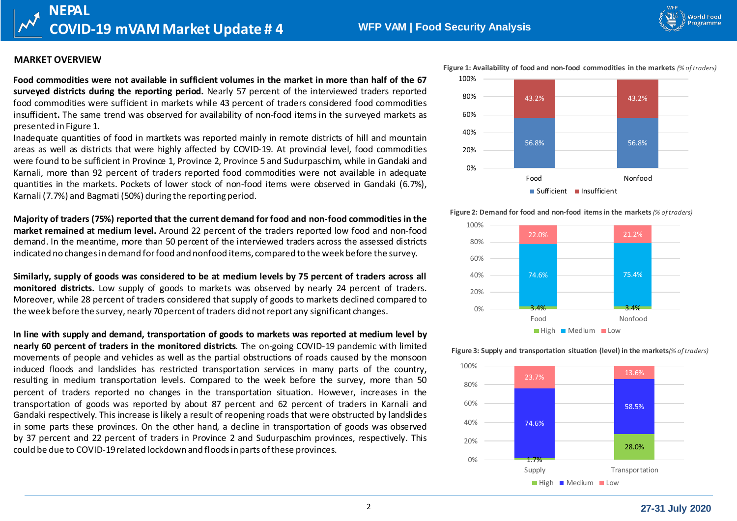## MARKET OVERVIEW

**Food commodities were not available in sufficient volumes in the market in more than half of the 67 surveyed districts during the reporting period.** Nearly 57 percent of the interviewed traders reported food commodities were sufficient in markets while 43 percent of traders considered food commodities insufficient**.** The same trend was observed for availability of non-food items in the surveyed markets as presented in Figure 1.

Inadequate quantities of food in martkets was reported mainly in remote districts of hill and mountain areas as well as districts that were highly affected by COVID-19. At provincial level, food commodities were found to be sufficient in Province 1, Province 2, Province 5 and Sudurpaschim, while in Gandaki and Karnali, more than 92 percent of traders reported food commodities were not available in adequate quantities in the markets. Pockets of lower stock of non-food items were observed in Gandaki (6.7%), Karnali (7.7%) and Bagmati (50%) during the reporting period.

**Majority of traders (75%) reported that the current demand for food and non-food commodities in the market remained at medium level.** Around 22 percent of the traders reported low food and non-food demand. In the meantime, more than 50 percent of the interviewed traders across the assessed districts indicated no changes in demand for food and nonfood items, compared to the week before the survey.

**Similarly, supply of goods was considered to be at medium levels by 75 percent of traders across all monitored districts.** Low supply of goods to markets was observed by nearly 24 percent of traders. Moreover, while 28 percent of traders considered that supply of goods to markets declined compared to the week before the survey, nearly 70 percent of traders did not report any significant changes.

**In line with supply and demand, transportation of goods to markets was reported at medium level by nearly 60 percent of traders in the monitored districts**. The on-going COVID-19 pandemic with limited movements of people and vehicles as well as the partial obstructions of roads caused by the monsoon induced floods and landslides has restricted transportation services in many parts of the country, resulting in medium transportation levels. Compared to the week before the survey, more than 50 percent of traders reported no changes in the transportation situation. However, increases in the transportation of goods was reported by about 87 percent and 62 percent of traders in Karnali and Gandaki respectively. This increase is likely a result of reopening roads that were obstructed by landslides in some parts these provinces. On the other hand, a decline in transportation of goods was observed by 37 percent and 22 percent of traders in Province 2 and Sudurpaschim provinces, respectively. This could be due to COVID-19 related lockdown and floods in parts of these provinces.

**Figure 1: Availability of food and non-food commodities in the markets** *(% of traders)*

| | Sufficient | Insufficient |
|---|---|---|
| Food | 56.8% | 43.2% |
| Nonfood | 56.8% | 43.2% |

**Figure 2: Demand for food and non-food items in the markets** *(% of traders)*

| | High | Medium | Low |
|---|---|---|---|
| Food | 3.4% | 74.6% | 22.0% |
| Nonfood | 3.4% | 75.4% | 21.2% |

**Figure 3: Supply and transportation situation (level) in the markets** *(% of traders)*

| | High | Medium | Low |
|---|---|---|---|
| Supply | 1.7% | 74.6% | 23.7% |
| Transportation | 28.0% | 58.5% | 13.6% |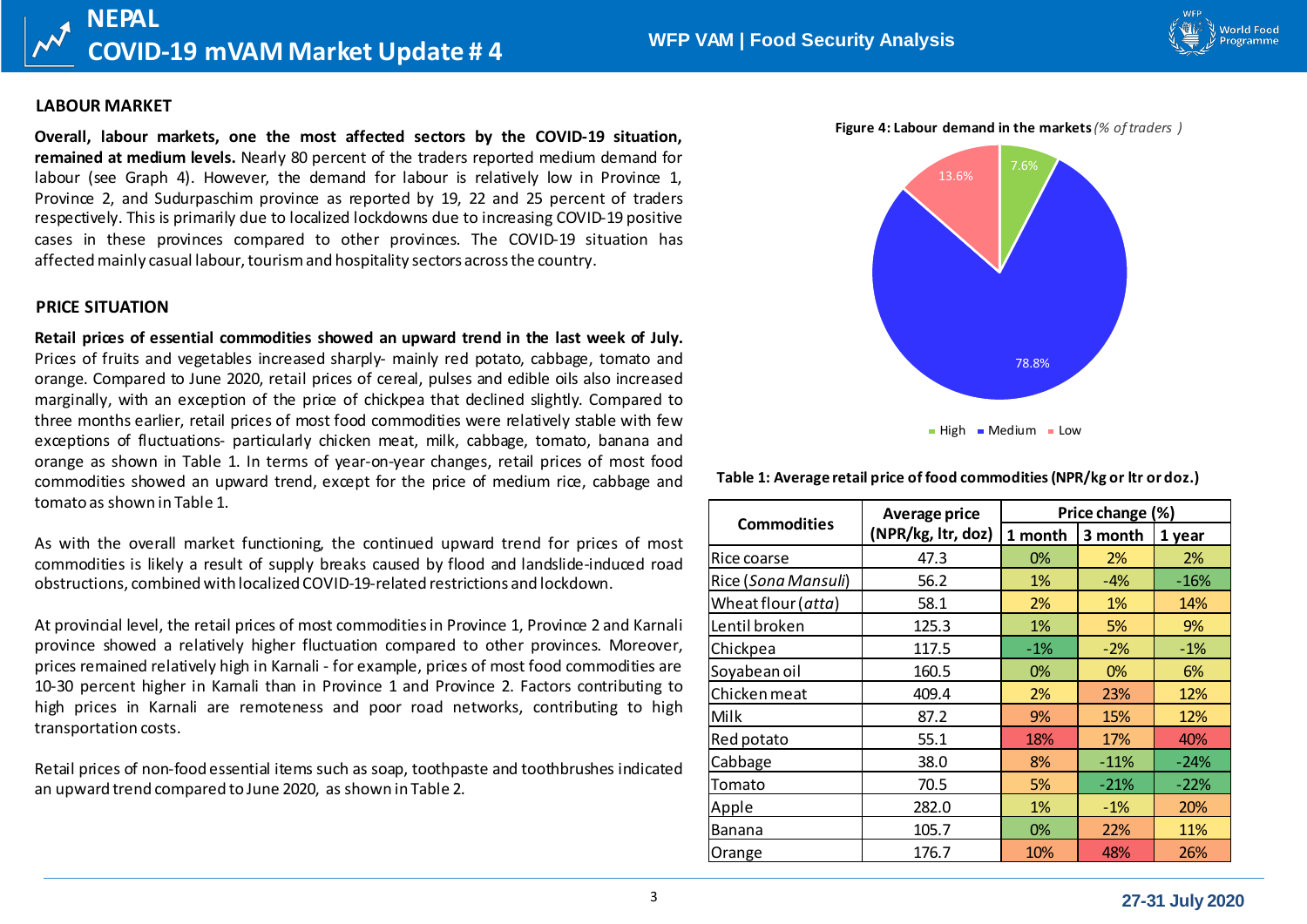## LABOUR MARKET

**Overall, labour markets, one the most affected sectors by the COVID-19 situation, remained at medium levels.** Nearly 80 percent of the traders reported medium demand for labour (see Graph 4). However, the demand for labour is relatively low in Province 1, Province 2, and Sudurpaschim province as reported by 19, 22 and 25 percent of traders respectively. This is primarily due to localized lockdowns due to increasing COVID-19 positive cases in these provinces compared to other provinces. The COVID-19 situation has affected mainly casual labour, tourism and hospitality sectors across the country.

## PRICE SITUATION

**Retail prices of essential commodities showed an upward trend in the last week of July.** Prices of fruits and vegetables increased sharply- mainly red potato, cabbage, tomato and orange. Compared to June 2020, retail prices of cereal, pulses and edible oils also increased marginally, with an exception of the price of chickpea that declined slightly. Compared to three months earlier, retail prices of most food commodities were relatively stable with few exceptions of fluctuations- particularly chicken meat, milk, cabbage, tomato, banana and orange as shown in Table 1. In terms of year-on-year changes, retail prices of most food commodities showed an upward trend, except for the price of medium rice, cabbage and tomato as shown in Table 1.

As with the overall market functioning, the continued upward trend for prices of most commodities is likely a result of supply breaks caused by flood and landslide-induced road obstructions, combined with localized COVID-19-related restrictions and lockdown.

At provincial level, the retail prices of most commodities in Province 1, Province 2 and Karnali province showed a relatively higher fluctuation compared to other provinces. Moreover, prices remained relatively high in Karnali - for example, prices of most food commodities are 10-30 percent higher in Karnali than in Province 1 and Province 2. Factors contributing to high prices in Karnali are remoteness and poor road networks, contributing to high transportation costs.

Retail prices of non-food essential items such as soap, toothpaste and toothbrushes indicated an upward trend compared to June 2020, as shown in Table 2.

**Figure 4: Labour demand in the markets** *(% of traders )*

- High: 7.6%
- Medium: 78.8%
- Low: 13.6%

**Table 1: Average retail price of food commodities (NPR/kg or ltr or doz.)**

| Commodities | Average price (NPR/kg, ltr, doz) | Price change (%) | | |
|---|---|---|---|---|
| | | 1 month | 3 month | 1 year |
| Rice coarse | 47.3 | 0% | 2% | 2% |
| Rice (*Sona Mansuli*) | 56.2 | 1% | -4% | -16% |
| Wheat flour (*atta*) | 58.1 | 2% | 1% | 14% |
| Lentil broken | 125.3 | 1% | 5% | 9% |
| Chickpea | 117.5 | -1% | -2% | -1% |
| Soyabean oil | 160.5 | 0% | 0% | 6% |
| Chicken meat | 409.4 | 2% | 23% | 12% |
| Milk | 87.2 | 9% | 15% | 12% |
| Red potato | 55.1 | 18% | 17% | 40% |
| Cabbage | 38.0 | 8% | -11% | -24% |
| Tomato | 70.5 | 5% | -21% | -22% |
| Apple | 282.0 | 1% | -1% | 20% |
| Banana | 105.7 | 0% | 22% | 11% |
| Orange | 176.7 | 10% | 48% | 26% |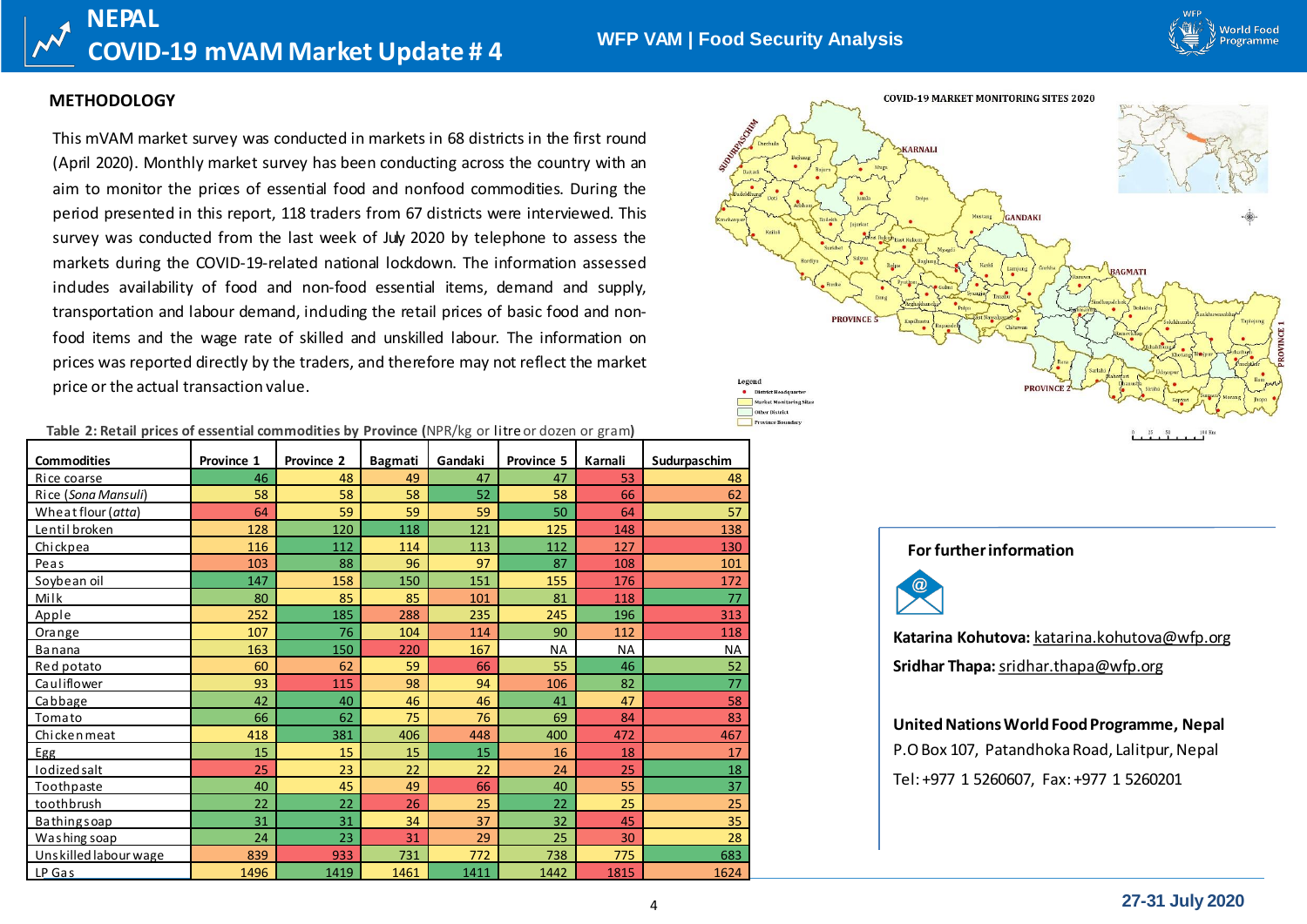# NEPAL
# COVID-19 mVAM Market Update # 4

WFP VAM | Food Security Analysis

## METHODOLOGY

This mVAM market survey was conducted in markets in 68 districts in the first round (April 2020). Monthly market survey has been conducting across the country with an aim to monitor the prices of essential food and nonfood commodities. During the period presented in this report, 118 traders from 67 districts were interviewed. This survey was conducted from the last week of July 2020 by telephone to assess the markets during the COVID-19-related national lockdown. The information assessed includes availability of food and non-food essential items, demand and supply, transportation and labour demand, including the retail prices of basic food and non-food items and the wage rate of skilled and unskilled labour. The information on prices was reported directly by the traders, and therefore may not reflect the market price or the actual transaction value.

COVID-19 MARKET MONITORING SITES 2020

**Table 2: Retail prices of essential commodities by Province** (NPR/kg or litre or dozen or gram)

| Commodities | Province 1 | Province 2 | Bagmati | Gandaki | Province 5 | Karnali | Sudurpaschim |
|---|---|---|---|---|---|---|---|
| Rice coarse | 46 | 48 | 49 | 47 | 47 | 53 | 48 |
| Rice (*Sona Mansuli*) | 58 | 58 | 58 | 52 | 58 | 66 | 62 |
| Wheat flour (*atta*) | 64 | 59 | 59 | 59 | 50 | 64 | 57 |
| Lentil broken | 128 | 120 | 118 | 121 | 125 | 148 | 138 |
| Chickpea | 116 | 112 | 114 | 113 | 112 | 127 | 130 |
| Peas | 103 | 88 | 96 | 97 | 87 | 108 | 101 |
| Soybean oil | 147 | 158 | 150 | 151 | 155 | 176 | 172 |
| Milk | 80 | 85 | 85 | 101 | 81 | 118 | 77 |
| Apple | 252 | 185 | 288 | 235 | 245 | 196 | 313 |
| Orange | 107 | 76 | 104 | 114 | 90 | 112 | 118 |
| Banana | 163 | 150 | 220 | 167 | NA | NA | NA |
| Red potato | 60 | 62 | 59 | 66 | 55 | 46 | 52 |
| Cauliflower | 93 | 115 | 98 | 94 | 106 | 82 | 77 |
| Cabbage | 42 | 40 | 46 | 46 | 41 | 47 | 58 |
| Tomato | 66 | 62 | 75 | 76 | 69 | 84 | 83 |
| Chicken meat | 418 | 381 | 406 | 448 | 400 | 472 | 467 |
| Egg | 15 | 15 | 15 | 15 | 16 | 18 | 17 |
| Iodized salt | 25 | 23 | 22 | 22 | 24 | 25 | 18 |
| Toothpaste | 40 | 45 | 49 | 66 | 40 | 55 | 37 |
| toothbrush | 22 | 22 | 26 | 25 | 22 | 25 | 25 |
| Bathing soap | 31 | 31 | 34 | 37 | 32 | 45 | 35 |
| Washing soap | 24 | 23 | 31 | 29 | 25 | 30 | 28 |
| Unskilled labour wage | 839 | 933 | 731 | 772 | 738 | 775 | 683 |
| LP Gas | 1496 | 1419 | 1461 | 1411 | 1442 | 1815 | 1624 |

**For further information**

**Katarina Kohutova:** katarina.kohutova@wfp.org

**Sridhar Thapa:** sridhar.thapa@wfp.org

**United Nations World Food Programme, Nepal**

P.O Box 107, Patandhoka Road, Lalitpur, Nepal

Tel: +977 1 5260607, Fax: +977 1 5260201

27-31 July 2020